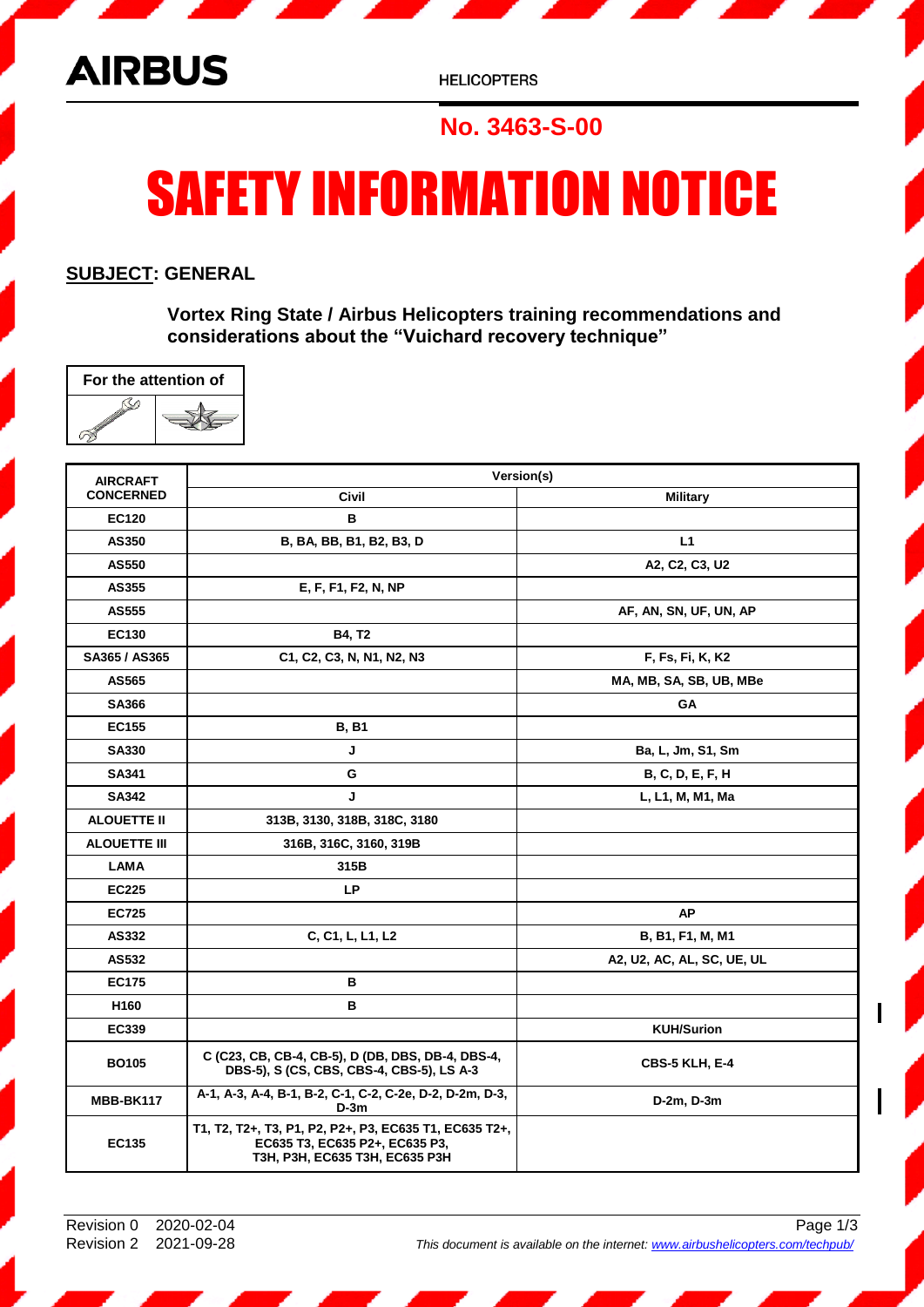AIRBUS

HELICOPTERS

**No. 3463-S-00**

# SAFETY INFORMATION NOTICE

**SUBJECT: GENERAL**

**Vortex Ring State / Airbus Helicopters training recommendations and considerations about the "Vuichard recovery technique"**

For the attention of

| AIRCRAFT CONCERNED | Version(s) | |
|---|---|---|
| | **Civil** | **Military** |
| **EC120** | B | |
| **AS350** | B, BA, BB, B1, B2, B3, D | L1 |
| **AS550** | | A2, C2, C3, U2 |
| **AS355** | E, F, F1, F2, N, NP | |
| **AS555** | | AF, AN, SN, UF, UN, AP |
| **EC130** | B4, T2 | |
| **SA365 / AS365** | C1, C2, C3, N, N1, N2, N3 | F, Fs, Fi, K, K2 |
| **AS565** | | MA, MB, SA, SB, UB, MBe |
| **SA366** | | GA |
| **EC155** | B, B1 | |
| **SA330** | J | Ba, L, Jm, S1, Sm |
| **SA341** | G | B, C, D, E, F, H |
| **SA342** | J | L, L1, M, M1, Ma |
| **ALOUETTE II** | 313B, 3130, 318B, 318C, 3180 | |
| **ALOUETTE III** | 316B, 316C, 3160, 319B | |
| **LAMA** | 315B | |
| **EC225** | LP | |
| **EC725** | | AP |
| **AS332** | C, C1, L, L1, L2 | B, B1, F1, M, M1 |
| **AS532** | | A2, U2, AC, AL, SC, UE, UL |
| **EC175** | B | |
| **H160** | B | |
| **EC339** | | KUH/Surion |
| **BO105** | C (C23, CB, CB-4, CB-5), D (DB, DBS, DB-4, DBS-5), S (CS, CBS, CBS-4, CBS-5), LS A-3 | CBS-5 KLH, E-4 |
| **MBB-BK117** | A-1, A-3, A-4, B-1, B-2, C-1, C-2, C-2e, D-2, D-2m, D-3, D-3m | D-2m, D-3m |
| **EC135** | T1, T2, T2+, T3, P1, P2, P2+, P3, EC635 T1, EC635 T2+, EC635 T3, EC635 P2+, EC635 P3, T3H, P3H, EC635 T3H, EC635 P3H | |

Revision 0 2020-02-04
Revision 2 2021-09-28

*This document is available on the internet: www.airbushelicopters.com/techpub/*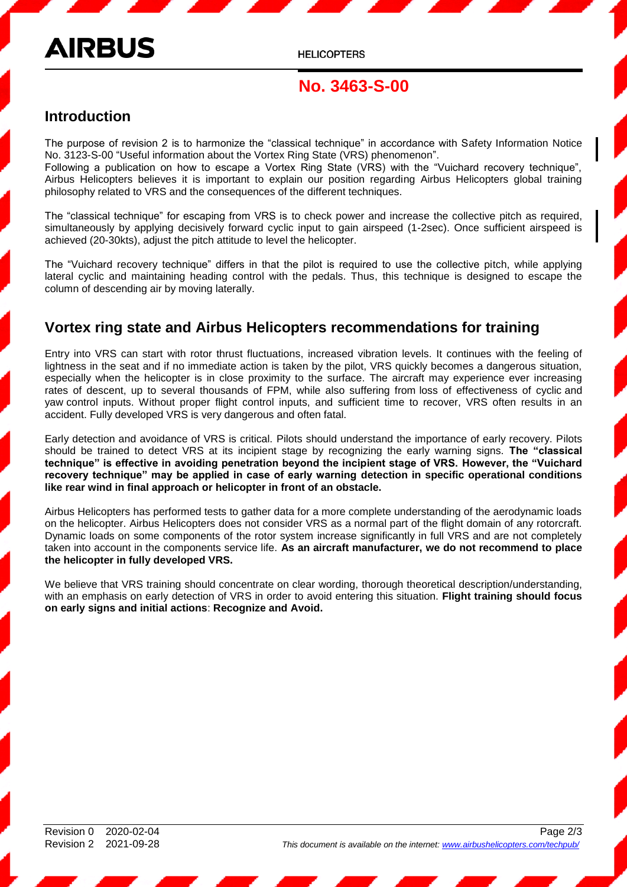**No. 3463-S-00**

## Introduction

The purpose of revision 2 is to harmonize the “classical technique” in accordance with Safety Information Notice No. 3123-S-00 “Useful information about the Vortex Ring State (VRS) phenomenon”.
Following a publication on how to escape a Vortex Ring State (VRS) with the “Vuichard recovery technique”, Airbus Helicopters believes it is important to explain our position regarding Airbus Helicopters global training philosophy related to VRS and the consequences of the different techniques.

The “classical technique” for escaping from VRS is to check power and increase the collective pitch as required, simultaneously by applying decisively forward cyclic input to gain airspeed (1-2sec). Once sufficient airspeed is achieved (20-30kts), adjust the pitch attitude to level the helicopter.

The “Vuichard recovery technique” differs in that the pilot is required to use the collective pitch, while applying lateral cyclic and maintaining heading control with the pedals. Thus, this technique is designed to escape the column of descending air by moving laterally.

## Vortex ring state and Airbus Helicopters recommendations for training

Entry into VRS can start with rotor thrust fluctuations, increased vibration levels. It continues with the feeling of lightness in the seat and if no immediate action is taken by the pilot, VRS quickly becomes a dangerous situation, especially when the helicopter is in close proximity to the surface. The aircraft may experience ever increasing rates of descent, up to several thousands of FPM, while also suffering from loss of effectiveness of cyclic and yaw control inputs. Without proper flight control inputs, and sufficient time to recover, VRS often results in an accident. Fully developed VRS is very dangerous and often fatal.

Early detection and avoidance of VRS is critical. Pilots should understand the importance of early recovery. Pilots should be trained to detect VRS at its incipient stage by recognizing the early warning signs. **The “classical technique” is effective in avoiding penetration beyond the incipient stage of VRS. However, the “Vuichard recovery technique” may be applied in case of early warning detection in specific operational conditions like rear wind in final approach or helicopter in front of an obstacle.**

Airbus Helicopters has performed tests to gather data for a more complete understanding of the aerodynamic loads on the helicopter. Airbus Helicopters does not consider VRS as a normal part of the flight domain of any rotorcraft. Dynamic loads on some components of the rotor system increase significantly in full VRS and are not completely taken into account in the components service life. **As an aircraft manufacturer, we do not recommend to place the helicopter in fully developed VRS.**

We believe that VRS training should concentrate on clear wording, thorough theoretical description/understanding, with an emphasis on early detection of VRS in order to avoid entering this situation. **Flight training should focus on early signs and initial actions**: **Recognize and Avoid.**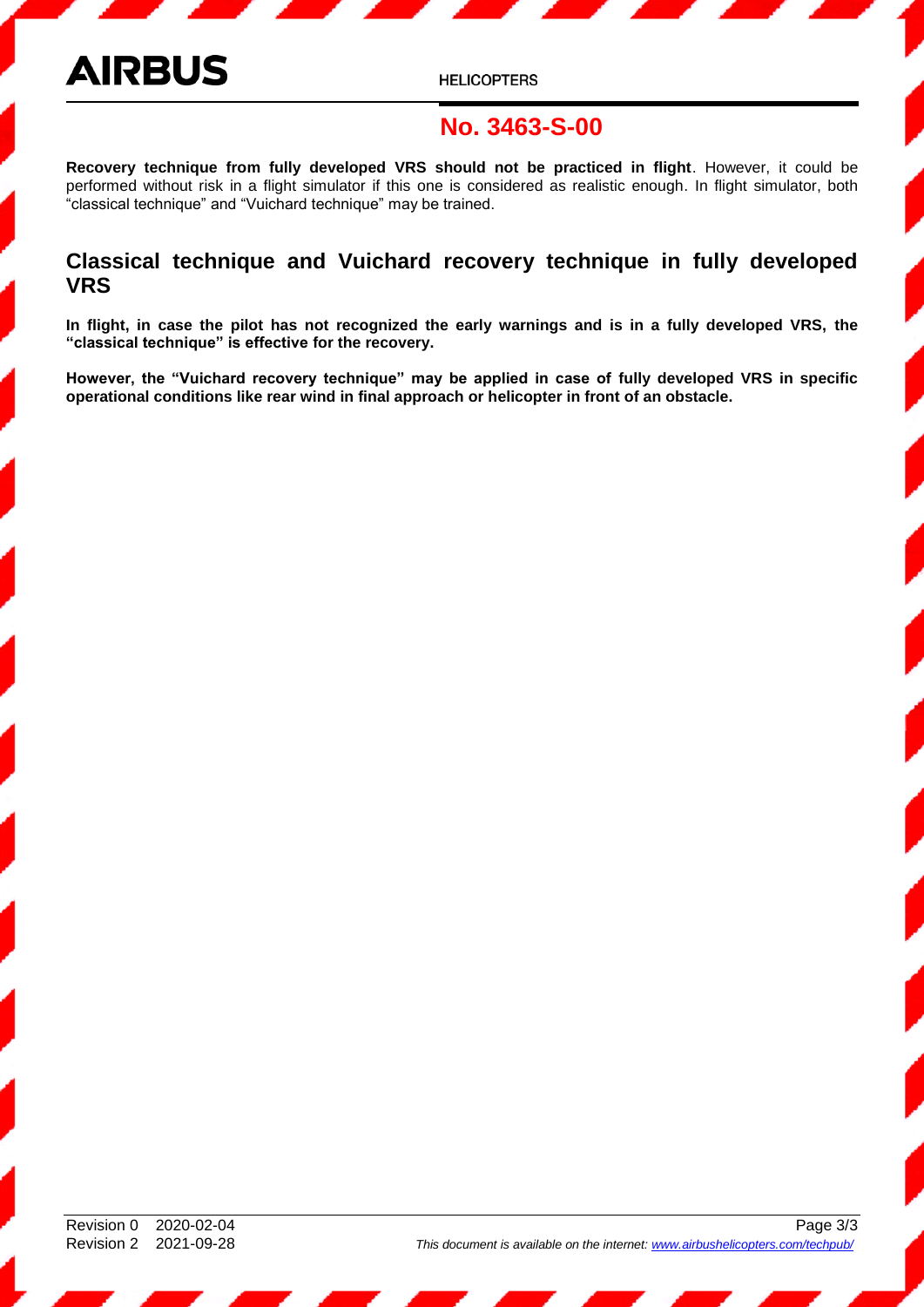**Recovery technique from fully developed VRS should not be practiced in flight**. However, it could be performed without risk in a flight simulator if this one is considered as realistic enough. In flight simulator, both "classical technique" and "Vuichard technique" may be trained.

## Classical technique and Vuichard recovery technique in fully developed VRS

**In flight, in case the pilot has not recognized the early warnings and is in a fully developed VRS, the "classical technique" is effective for the recovery.**

**However, the "Vuichard recovery technique" may be applied in case of fully developed VRS in specific operational conditions like rear wind in final approach or helicopter in front of an obstacle.**